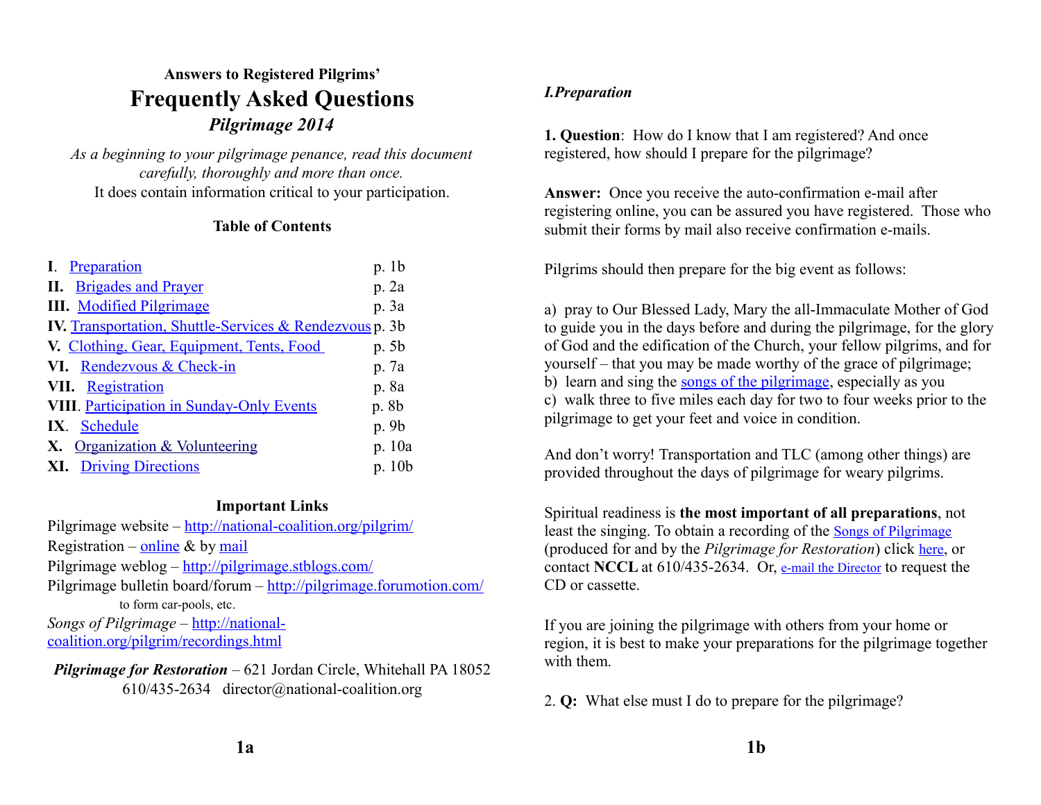**Answers to Registered Pilgrims'**

# Frequently Asked Questions

### *Pilgrimage 2014*

*As a beginning to your pilgrimage penance, read this document carefully, thoroughly and more than once.*
It does contain information critical to your participation.

**Table of Contents**

| | |
|---|---|
| **I**. Preparation | p. 1b |
| **II.** Brigades and Prayer | p. 2a |
| **III.** Modified Pilgrimage | p. 3a |
| **IV.** Transportation, Shuttle-Services & Rendezvous | p. 3b |
| **V.** Clothing, Gear, Equipment, Tents, Food | p. 5b |
| **VI.** Rendezvous & Check-in | p. 7a |
| **VII.** Registration | p. 8a |
| **VIII**. Participation in Sunday-Only Events | p. 8b |
| **IX**. Schedule | p. 9b |
| **X.** Organization & Volunteering | p. 10a |
| **XI.** Driving Directions | p. 10b |

**Important Links**

Pilgrimage website – http://national-coalition.org/pilgrim/
Registration – online & by mail
Pilgrimage weblog – http://pilgrimage.stblogs.com/
Pilgrimage bulletin board/forum – http://pilgrimage.forumotion.com/ to form car-pools, etc.
*Songs of Pilgrimage* – http://national-coalition.org/pilgrim/recordings.html

***Pilgrimage for Restoration*** – 621 Jordan Circle, Whitehall PA 18052
610/435-2634 director@national-coalition.org

## *I.Preparation*

**1. Question**: How do I know that I am registered? And once registered, how should I prepare for the pilgrimage?

**Answer:** Once you receive the auto-confirmation e-mail after registering online, you can be assured you have registered. Those who submit their forms by mail also receive confirmation e-mails.

Pilgrims should then prepare for the big event as follows:

a) pray to Our Blessed Lady, Mary the all-Immaculate Mother of God to guide you in the days before and during the pilgrimage, for the glory of God and the edification of the Church, your fellow pilgrims, and for yourself – that you may be made worthy of the grace of pilgrimage;
b) learn and sing the songs of the pilgrimage, especially as you
c) walk three to five miles each day for two to four weeks prior to the pilgrimage to get your feet and voice in condition.

And don't worry! Transportation and TLC (among other things) are provided throughout the days of pilgrimage for weary pilgrims.

Spiritual readiness is **the most important of all preparations**, not least the singing. To obtain a recording of the Songs of Pilgrimage (produced for and by the *Pilgrimage for Restoration*) click here, or contact **NCCL** at 610/435-2634. Or, e-mail the Director to request the CD or cassette.

If you are joining the pilgrimage with others from your home or region, it is best to make your preparations for the pilgrimage together with them.

2. **Q:** What else must I do to prepare for the pilgrimage?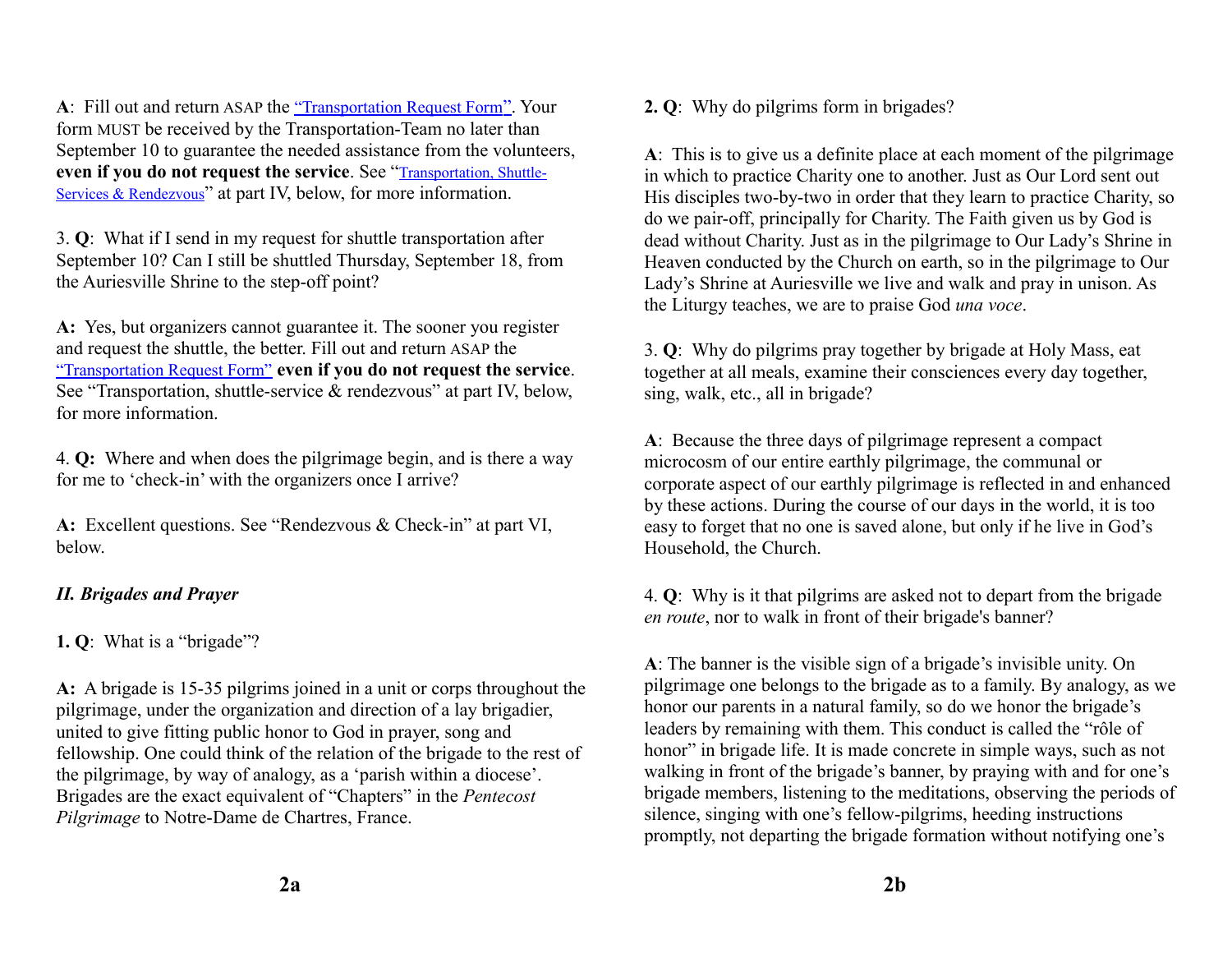**A**: Fill out and return ASAP the "Transportation Request Form". Your form MUST be received by the Transportation-Team no later than September 10 to guarantee the needed assistance from the volunteers, **even if you do not request the service**. See "Transportation, Shuttle-Services & Rendezvous" at part IV, below, for more information.

3. **Q**: What if I send in my request for shuttle transportation after September 10? Can I still be shuttled Thursday, September 18, from the Auriesville Shrine to the step-off point?

**A:** Yes, but organizers cannot guarantee it. The sooner you register and request the shuttle, the better. Fill out and return ASAP the "Transportation Request Form" **even if you do not request the service**. See "Transportation, shuttle-service & rendezvous" at part IV, below, for more information.

4. **Q:** Where and when does the pilgrimage begin, and is there a way for me to 'check-in' with the organizers once I arrive?

**A:** Excellent questions. See "Rendezvous & Check-in" at part VI, below.

***II. Brigades and Prayer***

**1. Q**: What is a "brigade"?

**A:** A brigade is 15-35 pilgrims joined in a unit or corps throughout the pilgrimage, under the organization and direction of a lay brigadier, united to give fitting public honor to God in prayer, song and fellowship. One could think of the relation of the brigade to the rest of the pilgrimage, by way of analogy, as a 'parish within a diocese'. Brigades are the exact equivalent of "Chapters" in the *Pentecost Pilgrimage* to Notre-Dame de Chartres, France.

**2. Q**: Why do pilgrims form in brigades?

**A**: This is to give us a definite place at each moment of the pilgrimage in which to practice Charity one to another. Just as Our Lord sent out His disciples two-by-two in order that they learn to practice Charity, so do we pair-off, principally for Charity. The Faith given us by God is dead without Charity. Just as in the pilgrimage to Our Lady's Shrine in Heaven conducted by the Church on earth, so in the pilgrimage to Our Lady's Shrine at Auriesville we live and walk and pray in unison. As the Liturgy teaches, we are to praise God *una voce*.

3. **Q**: Why do pilgrims pray together by brigade at Holy Mass, eat together at all meals, examine their consciences every day together, sing, walk, etc., all in brigade?

**A**: Because the three days of pilgrimage represent a compact microcosm of our entire earthly pilgrimage, the communal or corporate aspect of our earthly pilgrimage is reflected in and enhanced by these actions. During the course of our days in the world, it is too easy to forget that no one is saved alone, but only if he live in God's Household, the Church.

4. **Q**: Why is it that pilgrims are asked not to depart from the brigade *en route*, nor to walk in front of their brigade's banner?

**A**: The banner is the visible sign of a brigade's invisible unity. On pilgrimage one belongs to the brigade as to a family. By analogy, as we honor our parents in a natural family, so do we honor the brigade's leaders by remaining with them. This conduct is called the "rôle of honor" in brigade life. It is made concrete in simple ways, such as not walking in front of the brigade's banner, by praying with and for one's brigade members, listening to the meditations, observing the periods of silence, singing with one's fellow-pilgrims, heeding instructions promptly, not departing the brigade formation without notifying one's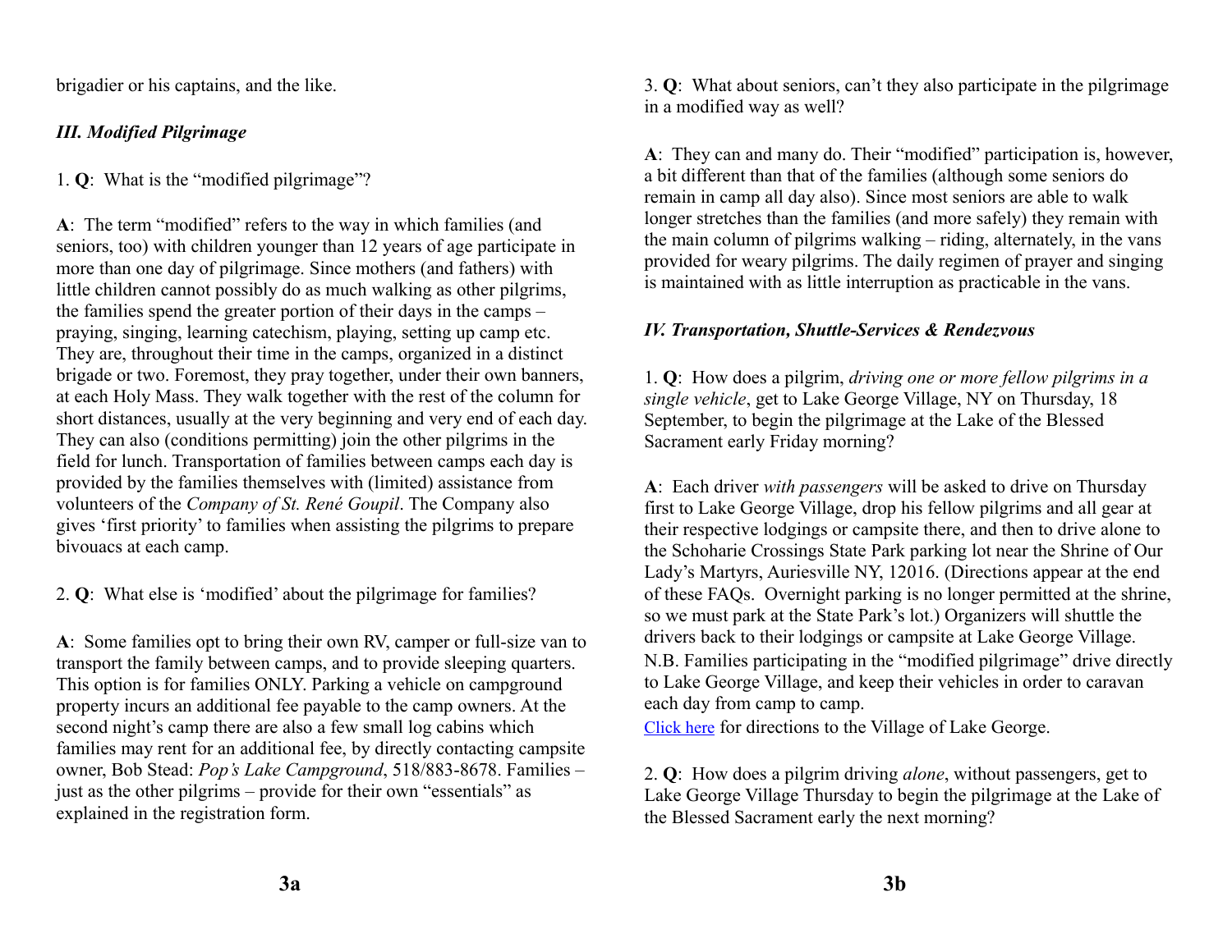brigadier or his captains, and the like.

### *III. Modified Pilgrimage*

1. **Q**: What is the "modified pilgrimage"?

**A**: The term "modified" refers to the way in which families (and seniors, too) with children younger than 12 years of age participate in more than one day of pilgrimage. Since mothers (and fathers) with little children cannot possibly do as much walking as other pilgrims, the families spend the greater portion of their days in the camps – praying, singing, learning catechism, playing, setting up camp etc. They are, throughout their time in the camps, organized in a distinct brigade or two. Foremost, they pray together, under their own banners, at each Holy Mass. They walk together with the rest of the column for short distances, usually at the very beginning and very end of each day. They can also (conditions permitting) join the other pilgrims in the field for lunch. Transportation of families between camps each day is provided by the families themselves with (limited) assistance from volunteers of the *Company of St. René Goupil*. The Company also gives 'first priority' to families when assisting the pilgrims to prepare bivouacs at each camp.

2. **Q**: What else is 'modified' about the pilgrimage for families?

**A**: Some families opt to bring their own RV, camper or full-size van to transport the family between camps, and to provide sleeping quarters. This option is for families ONLY. Parking a vehicle on campground property incurs an additional fee payable to the camp owners. At the second night's camp there are also a few small log cabins which families may rent for an additional fee, by directly contacting campsite owner, Bob Stead: *Pop's Lake Campground*, 518/883-8678. Families – just as the other pilgrims – provide for their own "essentials" as explained in the registration form.

3. **Q**: What about seniors, can't they also participate in the pilgrimage in a modified way as well?

**A**: They can and many do. Their "modified" participation is, however, a bit different than that of the families (although some seniors do remain in camp all day also). Since most seniors are able to walk longer stretches than the families (and more safely) they remain with the main column of pilgrims walking – riding, alternately, in the vans provided for weary pilgrims. The daily regimen of prayer and singing is maintained with as little interruption as practicable in the vans.

### *IV. Transportation, Shuttle-Services & Rendezvous*

1. **Q**: How does a pilgrim, *driving one or more fellow pilgrims in a single vehicle*, get to Lake George Village, NY on Thursday, 18 September, to begin the pilgrimage at the Lake of the Blessed Sacrament early Friday morning?

**A**: Each driver *with passengers* will be asked to drive on Thursday first to Lake George Village, drop his fellow pilgrims and all gear at their respective lodgings or campsite there, and then to drive alone to the Schoharie Crossings State Park parking lot near the Shrine of Our Lady's Martyrs, Auriesville NY, 12016. (Directions appear at the end of these FAQs. Overnight parking is no longer permitted at the shrine, so we must park at the State Park's lot.) Organizers will shuttle the drivers back to their lodgings or campsite at Lake George Village. N.B. Families participating in the "modified pilgrimage" drive directly to Lake George Village, and keep their vehicles in order to caravan each day from camp to camp.

Click here for directions to the Village of Lake George.

2. **Q**: How does a pilgrim driving *alone*, without passengers, get to Lake George Village Thursday to begin the pilgrimage at the Lake of the Blessed Sacrament early the next morning?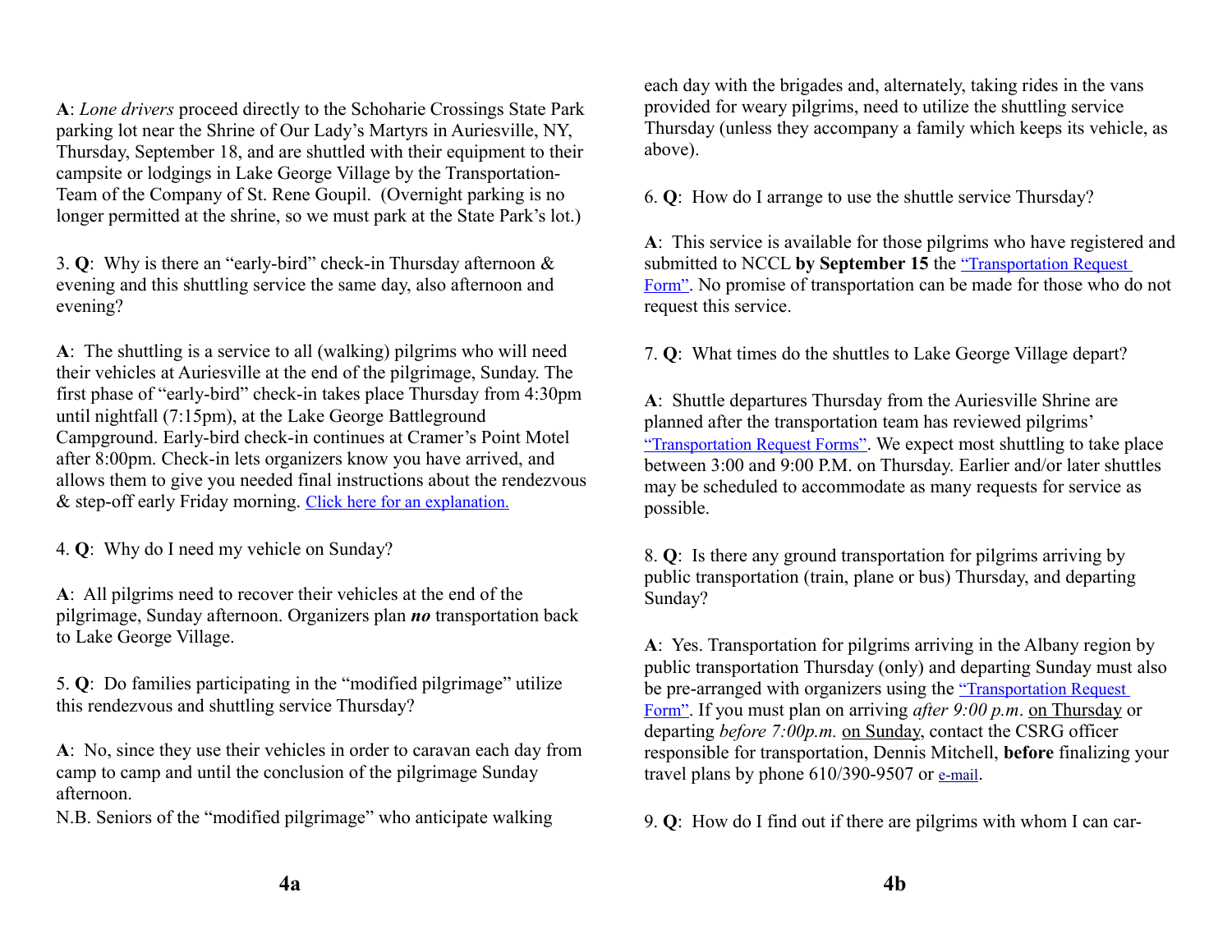**A**: *Lone drivers* proceed directly to the Schoharie Crossings State Park parking lot near the Shrine of Our Lady's Martyrs in Auriesville, NY, Thursday, September 18, and are shuttled with their equipment to their campsite or lodgings in Lake George Village by the Transportation-Team of the Company of St. Rene Goupil. (Overnight parking is no longer permitted at the shrine, so we must park at the State Park's lot.)

3. **Q**: Why is there an "early-bird" check-in Thursday afternoon & evening and this shuttling service the same day, also afternoon and evening?

**A**: The shuttling is a service to all (walking) pilgrims who will need their vehicles at Auriesville at the end of the pilgrimage, Sunday. The first phase of "early-bird" check-in takes place Thursday from 4:30pm until nightfall (7:15pm), at the Lake George Battleground Campground. Early-bird check-in continues at Cramer's Point Motel after 8:00pm. Check-in lets organizers know you have arrived, and allows them to give you needed final instructions about the rendezvous & step-off early Friday morning. Click here for an explanation.

4. **Q**: Why do I need my vehicle on Sunday?

**A**: All pilgrims need to recover their vehicles at the end of the pilgrimage, Sunday afternoon. Organizers plan ***no*** transportation back to Lake George Village.

5. **Q**: Do families participating in the "modified pilgrimage" utilize this rendezvous and shuttling service Thursday?

**A**: No, since they use their vehicles in order to caravan each day from camp to camp and until the conclusion of the pilgrimage Sunday afternoon.

N.B. Seniors of the "modified pilgrimage" who anticipate walking each day with the brigades and, alternately, taking rides in the vans provided for weary pilgrims, need to utilize the shuttling service Thursday (unless they accompany a family which keeps its vehicle, as above).

6. **Q**: How do I arrange to use the shuttle service Thursday?

**A**: This service is available for those pilgrims who have registered and submitted to NCCL **by September 15** the "Transportation Request Form". No promise of transportation can be made for those who do not request this service.

7. **Q**: What times do the shuttles to Lake George Village depart?

**A**: Shuttle departures Thursday from the Auriesville Shrine are planned after the transportation team has reviewed pilgrims' "Transportation Request Forms". We expect most shuttling to take place between 3:00 and 9:00 P.M. on Thursday. Earlier and/or later shuttles may be scheduled to accommodate as many requests for service as possible.

8. **Q**: Is there any ground transportation for pilgrims arriving by public transportation (train, plane or bus) Thursday, and departing Sunday?

**A**: Yes. Transportation for pilgrims arriving in the Albany region by public transportation Thursday (only) and departing Sunday must also be pre-arranged with organizers using the "Transportation Request Form". If you must plan on arriving *after 9:00 p.m.* on Thursday or departing *before 7:00p.m.* on Sunday, contact the CSRG officer responsible for transportation, Dennis Mitchell, **before** finalizing your travel plans by phone 610/390-9507 or e-mail.

9. **Q**: How do I find out if there are pilgrims with whom I can car-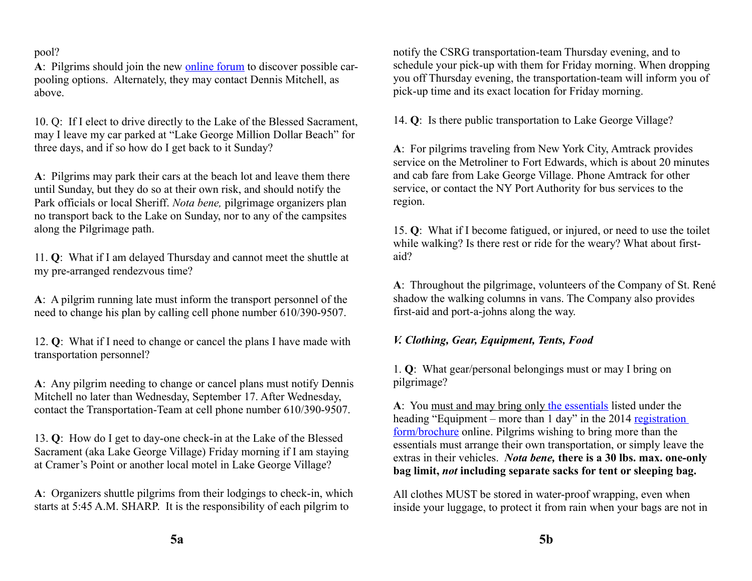pool?

**A**: Pilgrims should join the new online forum to discover possible car-pooling options. Alternately, they may contact Dennis Mitchell, as above.

10. Q: If I elect to drive directly to the Lake of the Blessed Sacrament, may I leave my car parked at "Lake George Million Dollar Beach" for three days, and if so how do I get back to it Sunday?

**A**: Pilgrims may park their cars at the beach lot and leave them there until Sunday, but they do so at their own risk, and should notify the Park officials or local Sheriff. *Nota bene,* pilgrimage organizers plan no transport back to the Lake on Sunday, nor to any of the campsites along the Pilgrimage path.

11. **Q**: What if I am delayed Thursday and cannot meet the shuttle at my pre-arranged rendezvous time?

**A**: A pilgrim running late must inform the transport personnel of the need to change his plan by calling cell phone number 610/390-9507.

12. **Q**: What if I need to change or cancel the plans I have made with transportation personnel?

**A**: Any pilgrim needing to change or cancel plans must notify Dennis Mitchell no later than Wednesday, September 17. After Wednesday, contact the Transportation-Team at cell phone number 610/390-9507.

13. **Q**: How do I get to day-one check-in at the Lake of the Blessed Sacrament (aka Lake George Village) Friday morning if I am staying at Cramer's Point or another local motel in Lake George Village?

**A**: Organizers shuttle pilgrims from their lodgings to check-in, which starts at 5:45 A.M. SHARP. It is the responsibility of each pilgrim to notify the CSRG transportation-team Thursday evening, and to schedule your pick-up with them for Friday morning. When dropping you off Thursday evening, the transportation-team will inform you of pick-up time and its exact location for Friday morning.

14. **Q**: Is there public transportation to Lake George Village?

**A**: For pilgrims traveling from New York City, Amtrack provides service on the Metroliner to Fort Edwards, which is about 20 minutes and cab fare from Lake George Village. Phone Amtrack for other service, or contact the NY Port Authority for bus services to the region.

15. **Q**: What if I become fatigued, or injured, or need to use the toilet while walking? Is there rest or ride for the weary? What about first-aid?

**A**: Throughout the pilgrimage, volunteers of the Company of St. René shadow the walking columns in vans. The Company also provides first-aid and port-a-johns along the way.

### *V. Clothing, Gear, Equipment, Tents, Food*

1. **Q**: What gear/personal belongings must or may I bring on pilgrimage?

**A**: You must and may bring only the essentials listed under the heading "Equipment – more than 1 day" in the 2014 registration form/brochure online. Pilgrims wishing to bring more than the essentials must arrange their own transportation, or simply leave the extras in their vehicles. ***Nota bene,* there is a 30 lbs. max. one-only bag limit, *not* including separate sacks for tent or sleeping bag.**

All clothes MUST be stored in water-proof wrapping, even when inside your luggage, to protect it from rain when your bags are not in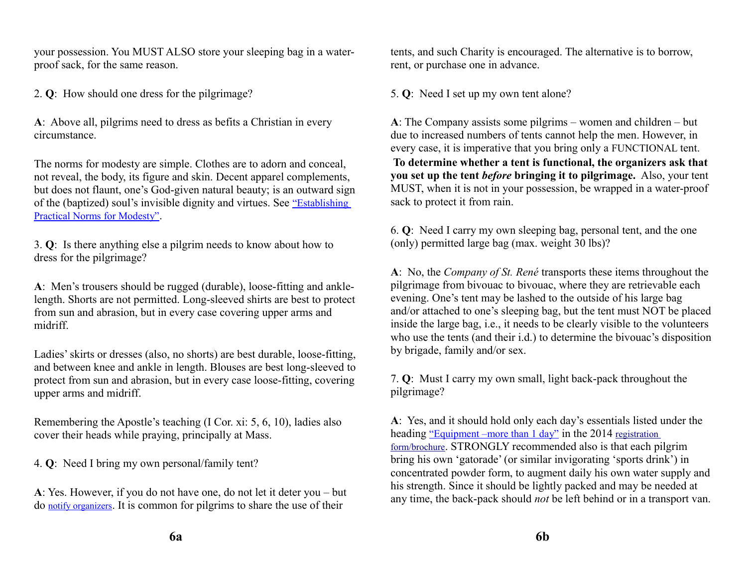your possession. You MUST ALSO store your sleeping bag in a water-proof sack, for the same reason.

2. **Q**: How should one dress for the pilgrimage?

**A**: Above all, pilgrims need to dress as befits a Christian in every circumstance.

The norms for modesty are simple. Clothes are to adorn and conceal, not reveal, the body, its figure and skin. Decent apparel complements, but does not flaunt, one's God-given natural beauty; is an outward sign of the (baptized) soul's invisible dignity and virtues. See "Establishing Practical Norms for Modesty".

3. **Q**: Is there anything else a pilgrim needs to know about how to dress for the pilgrimage?

**A**: Men's trousers should be rugged (durable), loose-fitting and ankle-length. Shorts are not permitted. Long-sleeved shirts are best to protect from sun and abrasion, but in every case covering upper arms and midriff.

Ladies' skirts or dresses (also, no shorts) are best durable, loose-fitting, and between knee and ankle in length. Blouses are best long-sleeved to protect from sun and abrasion, but in every case loose-fitting, covering upper arms and midriff.

Remembering the Apostle's teaching (I Cor. xi: 5, 6, 10), ladies also cover their heads while praying, principally at Mass.

4. **Q**: Need I bring my own personal/family tent?

**A**: Yes. However, if you do not have one, do not let it deter you – but do notify organizers. It is common for pilgrims to share the use of their tents, and such Charity is encouraged. The alternative is to borrow, rent, or purchase one in advance.

5. **Q**: Need I set up my own tent alone?

**A**: The Company assists some pilgrims – women and children – but due to increased numbers of tents cannot help the men. However, in every case, it is imperative that you bring only a FUNCTIONAL tent. **To determine whether a tent is functional, the organizers ask that you set up the tent *before* bringing it to pilgrimage.** Also, your tent MUST, when it is not in your possession, be wrapped in a water-proof sack to protect it from rain.

6. **Q**: Need I carry my own sleeping bag, personal tent, and the one (only) permitted large bag (max. weight 30 lbs)?

**A**: No, the *Company of St. René* transports these items throughout the pilgrimage from bivouac to bivouac, where they are retrievable each evening. One's tent may be lashed to the outside of his large bag and/or attached to one's sleeping bag, but the tent must NOT be placed inside the large bag, i.e., it needs to be clearly visible to the volunteers who use the tents (and their i.d.) to determine the bivouac's disposition by brigade, family and/or sex.

7. **Q**: Must I carry my own small, light back-pack throughout the pilgrimage?

**A**: Yes, and it should hold only each day's essentials listed under the heading "Equipment –more than 1 day" in the 2014 registration form/brochure. STRONGLY recommended also is that each pilgrim bring his own 'gatorade' (or similar invigorating 'sports drink') in concentrated powder form, to augment daily his own water supply and his strength. Since it should be lightly packed and may be needed at any time, the back-pack should *not* be left behind or in a transport van.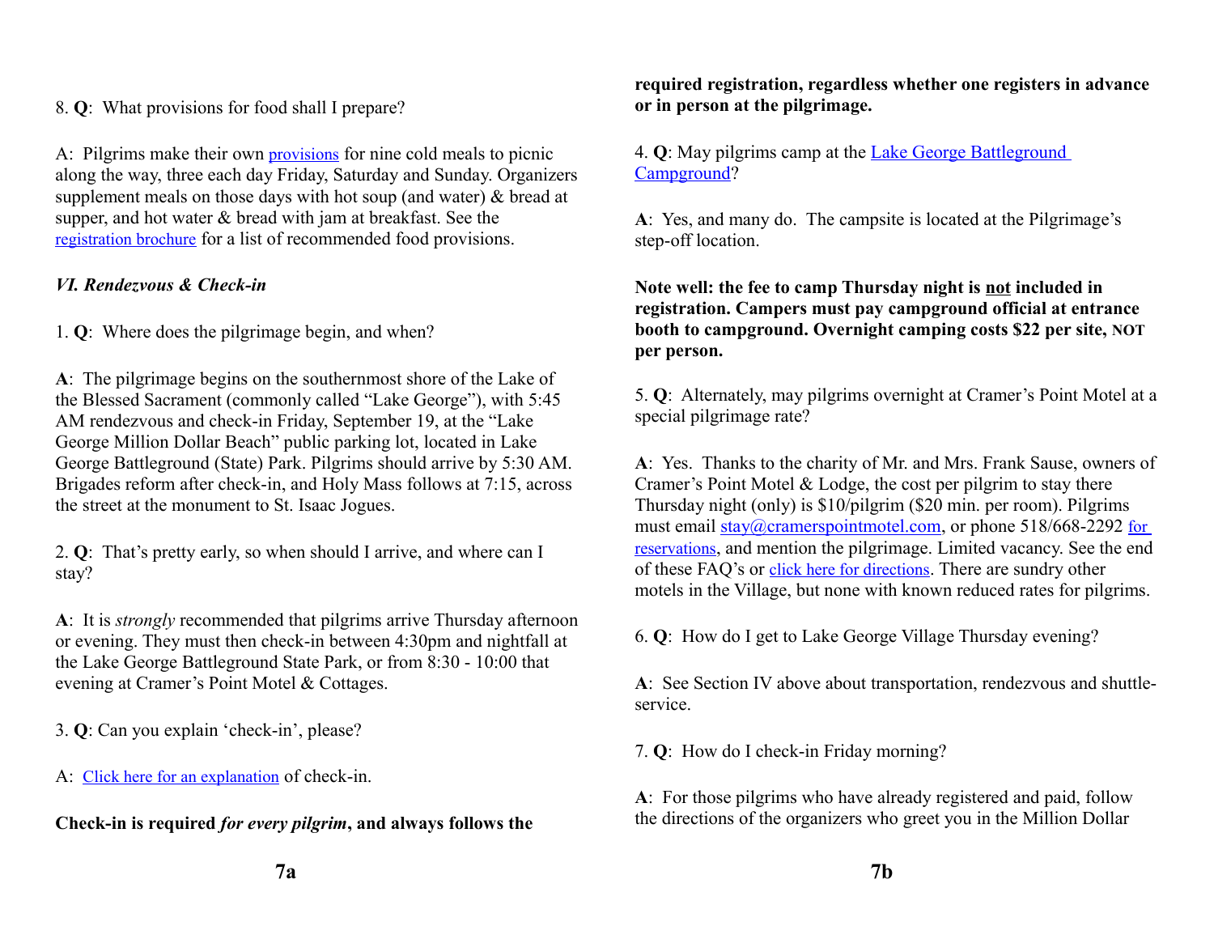8. **Q**: What provisions for food shall I prepare?

A: Pilgrims make their own provisions for nine cold meals to picnic along the way, three each day Friday, Saturday and Sunday. Organizers supplement meals on those days with hot soup (and water) & bread at supper, and hot water & bread with jam at breakfast. See the registration brochure for a list of recommended food provisions.

### *VI. Rendezvous & Check-in*

1. **Q**: Where does the pilgrimage begin, and when?

**A**: The pilgrimage begins on the southernmost shore of the Lake of the Blessed Sacrament (commonly called "Lake George"), with 5:45 AM rendezvous and check-in Friday, September 19, at the "Lake George Million Dollar Beach" public parking lot, located in Lake George Battleground (State) Park. Pilgrims should arrive by 5:30 AM. Brigades reform after check-in, and Holy Mass follows at 7:15, across the street at the monument to St. Isaac Jogues.

2. **Q**: That's pretty early, so when should I arrive, and where can I stay?

**A**: It is *strongly* recommended that pilgrims arrive Thursday afternoon or evening. They must then check-in between 4:30pm and nightfall at the Lake George Battleground State Park, or from 8:30 - 10:00 that evening at Cramer's Point Motel & Cottages.

3. **Q**: Can you explain 'check-in', please?

A: Click here for an explanation of check-in.

**Check-in is required *for every pilgrim*, and always follows the required registration, regardless whether one registers in advance or in person at the pilgrimage.**

4. **Q**: May pilgrims camp at the Lake George Battleground Campground?

**A**: Yes, and many do. The campsite is located at the Pilgrimage's step-off location.

**Note well: the fee to camp Thursday night is <u>not</u> included in registration. Campers must pay campground official at entrance booth to campground. Overnight camping costs $22 per site, NOT per person.**

5. **Q**: Alternately, may pilgrims overnight at Cramer's Point Motel at a special pilgrimage rate?

**A**: Yes. Thanks to the charity of Mr. and Mrs. Frank Sause, owners of Cramer's Point Motel & Lodge, the cost per pilgrim to stay there Thursday night (only) is $10/pilgrim ($20 min. per room). Pilgrims must email stay@cramerspointmotel.com, or phone 518/668-2292 for reservations, and mention the pilgrimage. Limited vacancy. See the end of these FAQ's or click here for directions. There are sundry other motels in the Village, but none with known reduced rates for pilgrims.

6. **Q**: How do I get to Lake George Village Thursday evening?

**A**: See Section IV above about transportation, rendezvous and shuttle-service.

7. **Q**: How do I check-in Friday morning?

**A**: For those pilgrims who have already registered and paid, follow the directions of the organizers who greet you in the Million Dollar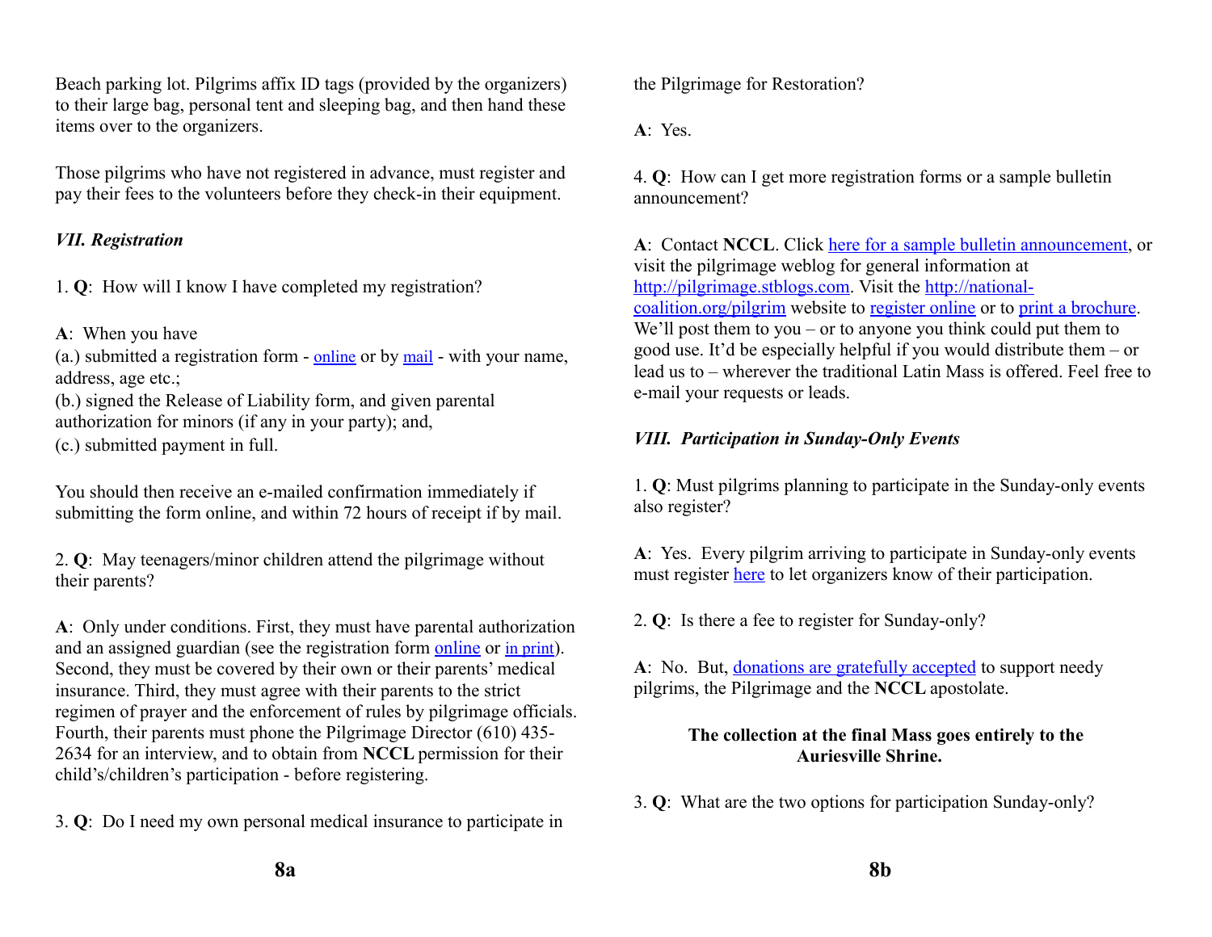Beach parking lot. Pilgrims affix ID tags (provided by the organizers) to their large bag, personal tent and sleeping bag, and then hand these items over to the organizers.

Those pilgrims who have not registered in advance, must register and pay their fees to the volunteers before they check-in their equipment.

### *VII. Registration*

1. **Q**: How will I know I have completed my registration?

**A**: When you have
(a.) submitted a registration form - online or by mail - with your name, address, age etc.;
(b.) signed the Release of Liability form, and given parental authorization for minors (if any in your party); and,
(c.) submitted payment in full.

You should then receive an e-mailed confirmation immediately if submitting the form online, and within 72 hours of receipt if by mail.

2. **Q**: May teenagers/minor children attend the pilgrimage without their parents?

**A**: Only under conditions. First, they must have parental authorization and an assigned guardian (see the registration form online or in print). Second, they must be covered by their own or their parents' medical insurance. Third, they must agree with their parents to the strict regimen of prayer and the enforcement of rules by pilgrimage officials. Fourth, their parents must phone the Pilgrimage Director (610) 435-2634 for an interview, and to obtain from **NCCL** permission for their child's/children's participation - before registering.

3. **Q**: Do I need my own personal medical insurance to participate in the Pilgrimage for Restoration?

**A**: Yes.

4. **Q**: How can I get more registration forms or a sample bulletin announcement?

**A**: Contact **NCCL**. Click here for a sample bulletin announcement, or visit the pilgrimage weblog for general information at http://pilgrimage.stblogs.com. Visit the http://national-coalition.org/pilgrim website to register online or to print a brochure. We'll post them to you – or to anyone you think could put them to good use. It'd be especially helpful if you would distribute them – or lead us to – wherever the traditional Latin Mass is offered. Feel free to e-mail your requests or leads.

### *VIII. Participation in Sunday-Only Events*

1. **Q**: Must pilgrims planning to participate in the Sunday-only events also register?

**A**: Yes. Every pilgrim arriving to participate in Sunday-only events must register here to let organizers know of their participation.

2. **Q**: Is there a fee to register for Sunday-only?

**A**: No. But, donations are gratefully accepted to support needy pilgrims, the Pilgrimage and the **NCCL** apostolate.

**The collection at the final Mass goes entirely to the Auriesville Shrine.**

3. **Q**: What are the two options for participation Sunday-only?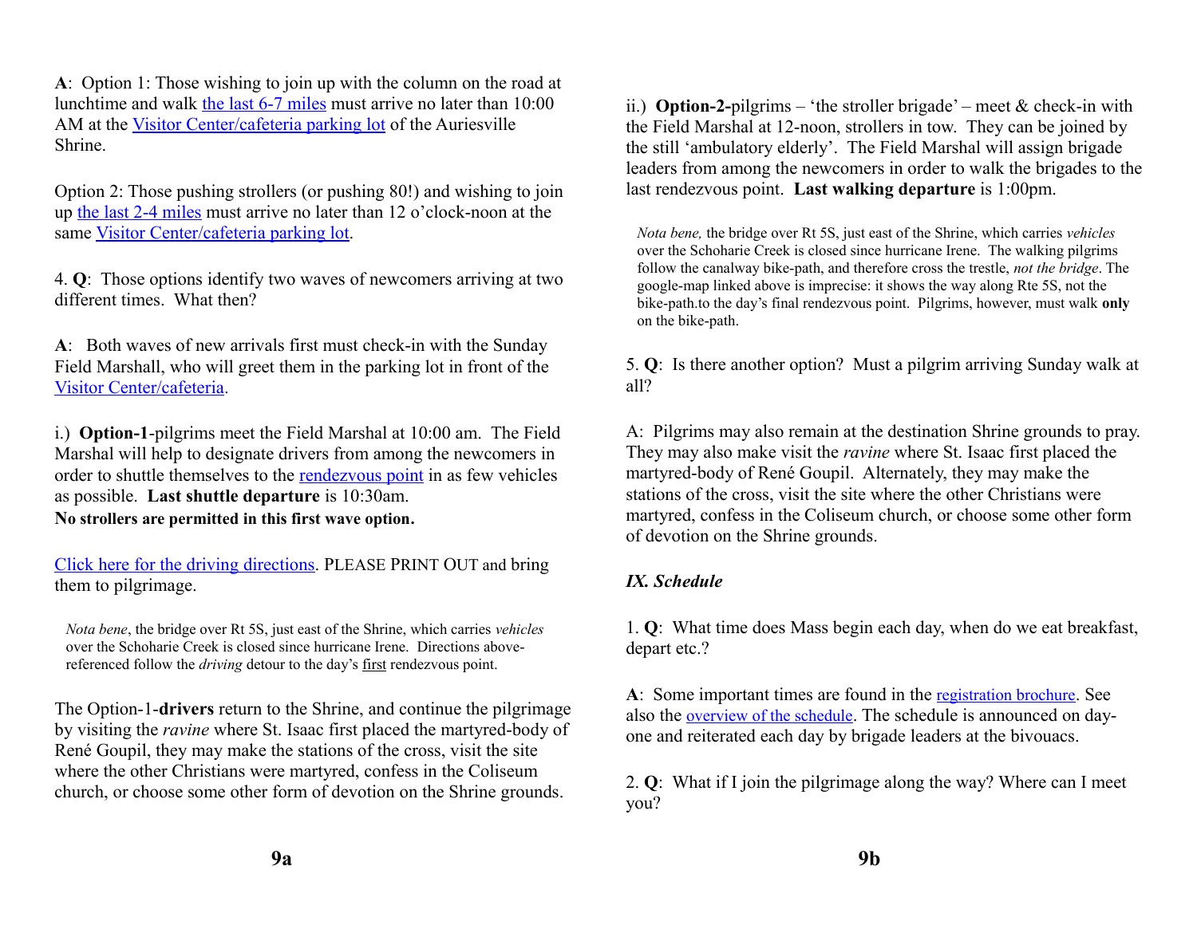**A**: Option 1: Those wishing to join up with the column on the road at lunchtime and walk the last 6-7 miles must arrive no later than 10:00 AM at the Visitor Center/cafeteria parking lot of the Auriesville Shrine.

Option 2: Those pushing strollers (or pushing 80!) and wishing to join up the last 2-4 miles must arrive no later than 12 o'clock-noon at the same Visitor Center/cafeteria parking lot.

4. **Q**: Those options identify two waves of newcomers arriving at two different times. What then?

**A**: Both waves of new arrivals first must check-in with the Sunday Field Marshall, who will greet them in the parking lot in front of the Visitor Center/cafeteria.

i.) **Option-1**-pilgrims meet the Field Marshal at 10:00 am. The Field Marshal will help to designate drivers from among the newcomers in order to shuttle themselves to the rendezvous point in as few vehicles as possible. **Last shuttle departure** is 10:30am.
**No strollers are permitted in this first wave option.**

Click here for the driving directions. PLEASE PRINT OUT and bring them to pilgrimage.

> *Nota bene*, the bridge over Rt 5S, just east of the Shrine, which carries *vehicles* over the Schoharie Creek is closed since hurricane Irene. Directions above-referenced follow the *driving* detour to the day's first rendezvous point.

The Option-1-**drivers** return to the Shrine, and continue the pilgrimage by visiting the *ravine* where St. Isaac first placed the martyred-body of René Goupil, they may make the stations of the cross, visit the site where the other Christians were martyred, confess in the Coliseum church, or choose some other form of devotion on the Shrine grounds.

ii.) **Option-2-**pilgrims – 'the stroller brigade' – meet & check-in with the Field Marshal at 12-noon, strollers in tow. They can be joined by the still 'ambulatory elderly'. The Field Marshal will assign brigade leaders from among the newcomers in order to walk the brigades to the last rendezvous point. **Last walking departure** is 1:00pm.

> *Nota bene,* the bridge over Rt 5S, just east of the Shrine, which carries *vehicles* over the Schoharie Creek is closed since hurricane Irene. The walking pilgrims follow the canalway bike-path, and therefore cross the trestle, *not the bridge*. The google-map linked above is imprecise: it shows the way along Rte 5S, not the bike-path.to the day's final rendezvous point. Pilgrims, however, must walk **only** on the bike-path.

5. **Q**: Is there another option? Must a pilgrim arriving Sunday walk at all?

A: Pilgrims may also remain at the destination Shrine grounds to pray. They may also make visit the *ravine* where St. Isaac first placed the martyred-body of René Goupil. Alternately, they may make the stations of the cross, visit the site where the other Christians were martyred, confess in the Coliseum church, or choose some other form of devotion on the Shrine grounds.

### *IX. Schedule*

1. **Q**: What time does Mass begin each day, when do we eat breakfast, depart etc.?

**A**: Some important times are found in the registration brochure. See also the overview of the schedule. The schedule is announced on day-one and reiterated each day by brigade leaders at the bivouacs.

2. **Q**: What if I join the pilgrimage along the way? Where can I meet you?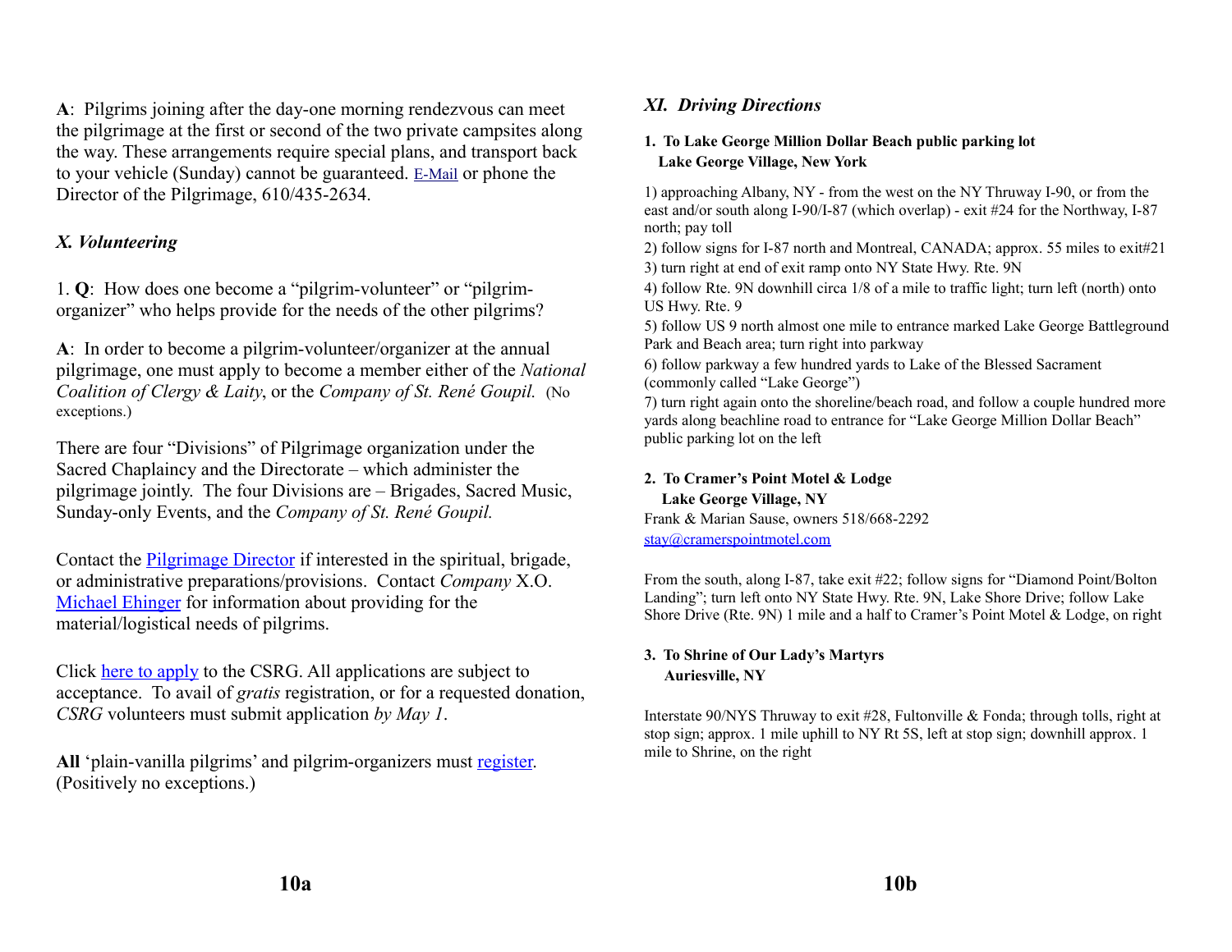**A**: Pilgrims joining after the day-one morning rendezvous can meet the pilgrimage at the first or second of the two private campsites along the way. These arrangements require special plans, and transport back to your vehicle (Sunday) cannot be guaranteed. E-Mail or phone the Director of the Pilgrimage, 610/435-2634.

### *X. Volunteering*

1. **Q**: How does one become a "pilgrim-volunteer" or "pilgrim-organizer" who helps provide for the needs of the other pilgrims?

**A**: In order to become a pilgrim-volunteer/organizer at the annual pilgrimage, one must apply to become a member either of the *National Coalition of Clergy & Laity*, or the *Company of St. René Goupil.* (No exceptions.)

There are four "Divisions" of Pilgrimage organization under the Sacred Chaplaincy and the Directorate – which administer the pilgrimage jointly. The four Divisions are – Brigades, Sacred Music, Sunday-only Events, and the *Company of St. René Goupil.*

Contact the Pilgrimage Director if interested in the spiritual, brigade, or administrative preparations/provisions. Contact *Company* X.O. Michael Ehinger for information about providing for the material/logistical needs of pilgrims.

Click here to apply to the CSRG. All applications are subject to acceptance. To avail of *gratis* registration, or for a requested donation, *CSRG* volunteers must submit application *by May 1*.

**All** 'plain-vanilla pilgrims' and pilgrim-organizers must register. (Positively no exceptions.)

### *XI. Driving Directions*

**1. To Lake George Million Dollar Beach public parking lot**
**Lake George Village, New York**

1) approaching Albany, NY - from the west on the NY Thruway I-90, or from the east and/or south along I-90/I-87 (which overlap) - exit #24 for the Northway, I-87 north; pay toll

2) follow signs for I-87 north and Montreal, CANADA; approx. 55 miles to exit#21

3) turn right at end of exit ramp onto NY State Hwy. Rte. 9N

4) follow Rte. 9N downhill circa 1/8 of a mile to traffic light; turn left (north) onto US Hwy. Rte. 9

5) follow US 9 north almost one mile to entrance marked Lake George Battleground Park and Beach area; turn right into parkway

6) follow parkway a few hundred yards to Lake of the Blessed Sacrament (commonly called "Lake George")

7) turn right again onto the shoreline/beach road, and follow a couple hundred more yards along beachline road to entrance for "Lake George Million Dollar Beach" public parking lot on the left

**2. To Cramer's Point Motel & Lodge**
**Lake George Village, NY**

Frank & Marian Sause, owners 518/668-2292
stay@cramerspointmotel.com

From the south, along I-87, take exit #22; follow signs for "Diamond Point/Bolton Landing"; turn left onto NY State Hwy. Rte. 9N, Lake Shore Drive; follow Lake Shore Drive (Rte. 9N) 1 mile and a half to Cramer's Point Motel & Lodge, on right

**3. To Shrine of Our Lady's Martyrs**
**Auriesville, NY**

Interstate 90/NYS Thruway to exit #28, Fultonville & Fonda; through tolls, right at stop sign; approx. 1 mile uphill to NY Rt 5S, left at stop sign; downhill approx. 1 mile to Shrine, on the right